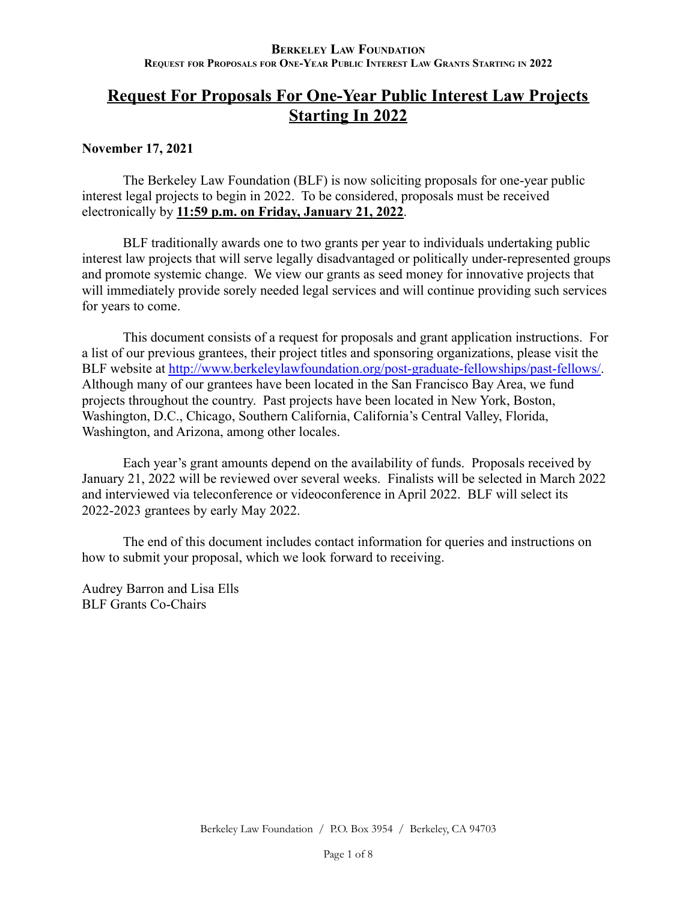# Request For Proposals For One-Year Public Interest Law Projects Starting In 2022

**November 17, 2021**

The Berkeley Law Foundation (BLF) is now soliciting proposals for one-year public interest legal projects to begin in 2022. To be considered, proposals must be received electronically by **11:59 p.m. on Friday, January 21, 2022**.

BLF traditionally awards one to two grants per year to individuals undertaking public interest law projects that will serve legally disadvantaged or politically under-represented groups and promote systemic change. We view our grants as seed money for innovative projects that will immediately provide sorely needed legal services and will continue providing such services for years to come.

This document consists of a request for proposals and grant application instructions. For a list of our previous grantees, their project titles and sponsoring organizations, please visit the BLF website at http://www.berkeleylawfoundation.org/post-graduate-fellowships/past-fellows/. Although many of our grantees have been located in the San Francisco Bay Area, we fund projects throughout the country. Past projects have been located in New York, Boston, Washington, D.C., Chicago, Southern California, California's Central Valley, Florida, Washington, and Arizona, among other locales.

Each year's grant amounts depend on the availability of funds. Proposals received by January 21, 2022 will be reviewed over several weeks. Finalists will be selected in March 2022 and interviewed via teleconference or videoconference in April 2022. BLF will select its 2022-2023 grantees by early May 2022.

The end of this document includes contact information for queries and instructions on how to submit your proposal, which we look forward to receiving.

Audrey Barron and Lisa Ells
BLF Grants Co-Chairs

Berkeley Law Foundation / P.O. Box 3954 / Berkeley, CA 94703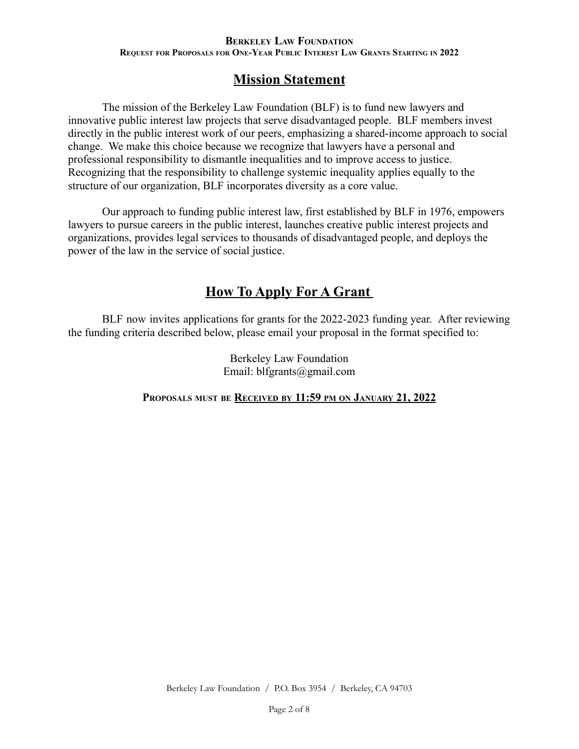## Mission Statement

The mission of the Berkeley Law Foundation (BLF) is to fund new lawyers and innovative public interest law projects that serve disadvantaged people. BLF members invest directly in the public interest work of our peers, emphasizing a shared-income approach to social change. We make this choice because we recognize that lawyers have a personal and professional responsibility to dismantle inequalities and to improve access to justice. Recognizing that the responsibility to challenge systemic inequality applies equally to the structure of our organization, BLF incorporates diversity as a core value.

Our approach to funding public interest law, first established by BLF in 1976, empowers lawyers to pursue careers in the public interest, launches creative public interest projects and organizations, provides legal services to thousands of disadvantaged people, and deploys the power of the law in the service of social justice.

## How To Apply For A Grant

BLF now invites applications for grants for the 2022-2023 funding year. After reviewing the funding criteria described below, please email your proposal in the format specified to:

Berkeley Law Foundation
Email: blfgrants@gmail.com

**PROPOSALS MUST BE RECEIVED BY 11:59 PM ON JANUARY 21, 2022**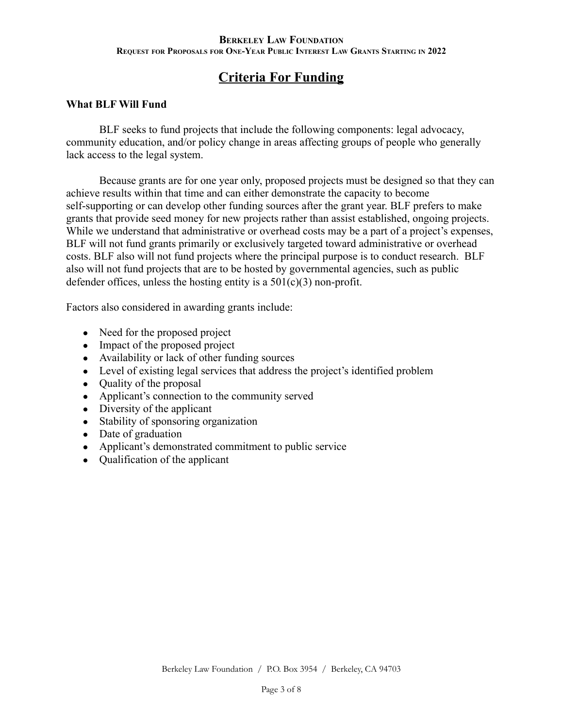# Criteria For Funding

**What BLF Will Fund**

BLF seeks to fund projects that include the following components: legal advocacy, community education, and/or policy change in areas affecting groups of people who generally lack access to the legal system.

Because grants are for one year only, proposed projects must be designed so that they can achieve results within that time and can either demonstrate the capacity to become self-supporting or can develop other funding sources after the grant year. BLF prefers to make grants that provide seed money for new projects rather than assist established, ongoing projects. While we understand that administrative or overhead costs may be a part of a project's expenses, BLF will not fund grants primarily or exclusively targeted toward administrative or overhead costs. BLF also will not fund projects where the principal purpose is to conduct research. BLF also will not fund projects that are to be hosted by governmental agencies, such as public defender offices, unless the hosting entity is a 501(c)(3) non-profit.

Factors also considered in awarding grants include:

- Need for the proposed project
- Impact of the proposed project
- Availability or lack of other funding sources
- Level of existing legal services that address the project's identified problem
- Quality of the proposal
- Applicant's connection to the community served
- Diversity of the applicant
- Stability of sponsoring organization
- Date of graduation
- Applicant's demonstrated commitment to public service
- Qualification of the applicant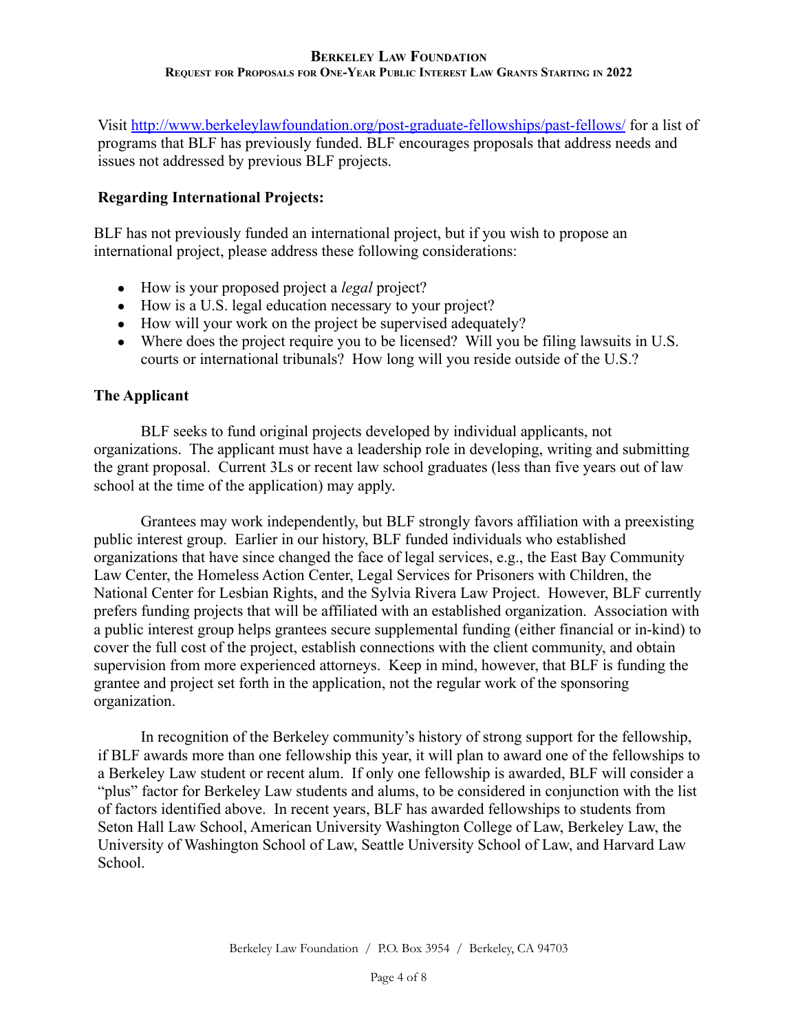Visit http://www.berkeleylawfoundation.org/post-graduate-fellowships/past-fellows/ for a list of programs that BLF has previously funded. BLF encourages proposals that address needs and issues not addressed by previous BLF projects.

**Regarding International Projects:**

BLF has not previously funded an international project, but if you wish to propose an international project, please address these following considerations:

- How is your proposed project a *legal* project?
- How is a U.S. legal education necessary to your project?
- How will your work on the project be supervised adequately?
- Where does the project require you to be licensed? Will you be filing lawsuits in U.S. courts or international tribunals? How long will you reside outside of the U.S.?

**The Applicant**

BLF seeks to fund original projects developed by individual applicants, not organizations. The applicant must have a leadership role in developing, writing and submitting the grant proposal. Current 3Ls or recent law school graduates (less than five years out of law school at the time of the application) may apply.

Grantees may work independently, but BLF strongly favors affiliation with a preexisting public interest group. Earlier in our history, BLF funded individuals who established organizations that have since changed the face of legal services, e.g., the East Bay Community Law Center, the Homeless Action Center, Legal Services for Prisoners with Children, the National Center for Lesbian Rights, and the Sylvia Rivera Law Project. However, BLF currently prefers funding projects that will be affiliated with an established organization. Association with a public interest group helps grantees secure supplemental funding (either financial or in-kind) to cover the full cost of the project, establish connections with the client community, and obtain supervision from more experienced attorneys. Keep in mind, however, that BLF is funding the grantee and project set forth in the application, not the regular work of the sponsoring organization.

In recognition of the Berkeley community's history of strong support for the fellowship, if BLF awards more than one fellowship this year, it will plan to award one of the fellowships to a Berkeley Law student or recent alum. If only one fellowship is awarded, BLF will consider a "plus" factor for Berkeley Law students and alums, to be considered in conjunction with the list of factors identified above. In recent years, BLF has awarded fellowships to students from Seton Hall Law School, American University Washington College of Law, Berkeley Law, the University of Washington School of Law, Seattle University School of Law, and Harvard Law School.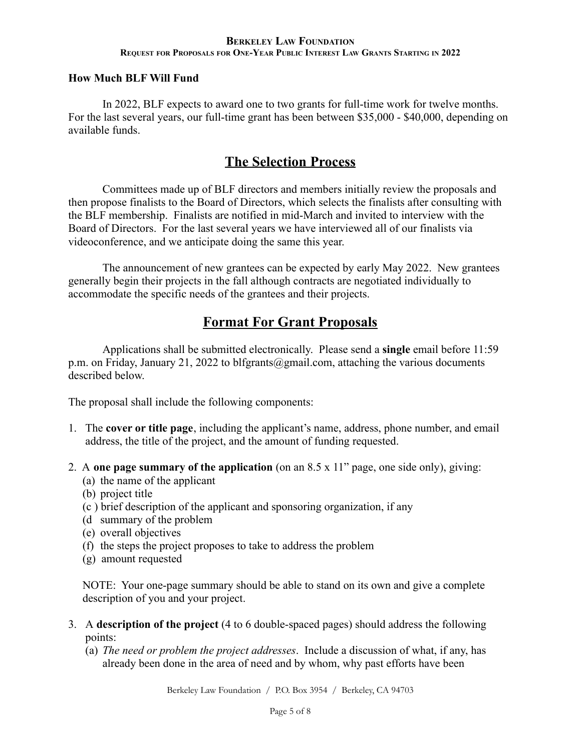### How Much BLF Will Fund

In 2022, BLF expects to award one to two grants for full-time work for twelve months. For the last several years, our full-time grant has been between $35,000 - $40,000, depending on available funds.

## The Selection Process

Committees made up of BLF directors and members initially review the proposals and then propose finalists to the Board of Directors, which selects the finalists after consulting with the BLF membership. Finalists are notified in mid-March and invited to interview with the Board of Directors. For the last several years we have interviewed all of our finalists via videoconference, and we anticipate doing the same this year.

The announcement of new grantees can be expected by early May 2022. New grantees generally begin their projects in the fall although contracts are negotiated individually to accommodate the specific needs of the grantees and their projects.

## Format For Grant Proposals

Applications shall be submitted electronically. Please send a **single** email before 11:59 p.m. on Friday, January 21, 2022 to blfgrants@gmail.com, attaching the various documents described below.

The proposal shall include the following components:

1. The **cover or title page**, including the applicant's name, address, phone number, and email address, the title of the project, and the amount of funding requested.

2. A **one page summary of the application** (on an 8.5 x 11" page, one side only), giving:
   (a) the name of the applicant
   (b) project title
   (c ) brief description of the applicant and sponsoring organization, if any
   (d summary of the problem
   (e) overall objectives
   (f) the steps the project proposes to take to address the problem
   (g) amount requested

   NOTE: Your one-page summary should be able to stand on its own and give a complete description of you and your project.

3. A **description of the project** (4 to 6 double-spaced pages) should address the following points:
   (a) *The need or problem the project addresses*. Include a discussion of what, if any, has already been done in the area of need and by whom, why past efforts have been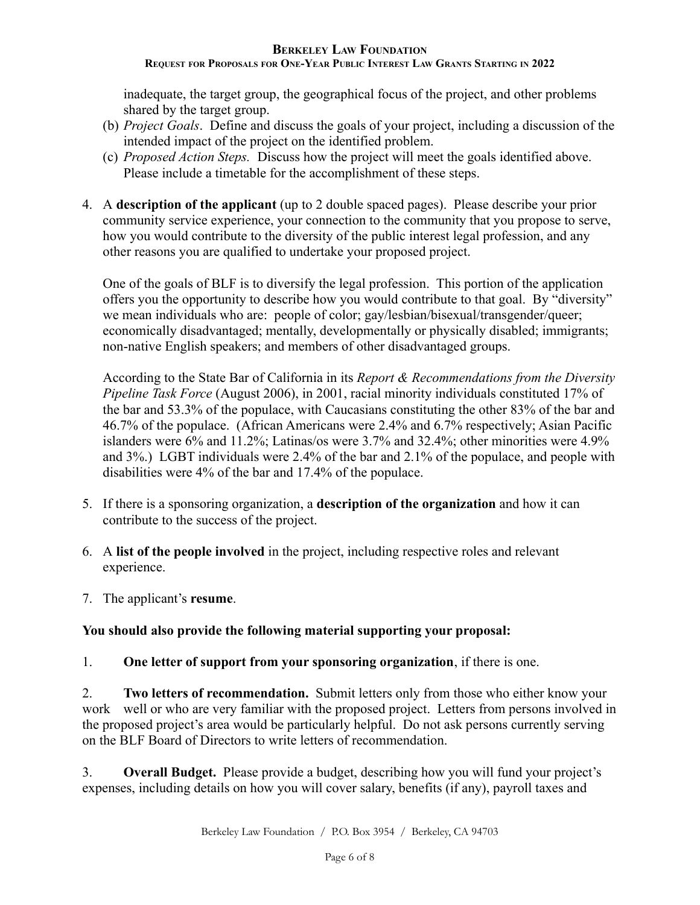inadequate, the target group, the geographical focus of the project, and other problems shared by the target group.

(b) *Project Goals*. Define and discuss the goals of your project, including a discussion of the intended impact of the project on the identified problem.

(c) *Proposed Action Steps.* Discuss how the project will meet the goals identified above. Please include a timetable for the accomplishment of these steps.

4. A **description of the applicant** (up to 2 double spaced pages). Please describe your prior community service experience, your connection to the community that you propose to serve, how you would contribute to the diversity of the public interest legal profession, and any other reasons you are qualified to undertake your proposed project.

   One of the goals of BLF is to diversify the legal profession. This portion of the application offers you the opportunity to describe how you would contribute to that goal. By "diversity" we mean individuals who are: people of color; gay/lesbian/bisexual/transgender/queer; economically disadvantaged; mentally, developmentally or physically disabled; immigrants; non-native English speakers; and members of other disadvantaged groups.

   According to the State Bar of California in its *Report & Recommendations from the Diversity Pipeline Task Force* (August 2006), in 2001, racial minority individuals constituted 17% of the bar and 53.3% of the populace, with Caucasians constituting the other 83% of the bar and 46.7% of the populace. (African Americans were 2.4% and 6.7% respectively; Asian Pacific islanders were 6% and 11.2%; Latinas/os were 3.7% and 32.4%; other minorities were 4.9% and 3%.) LGBT individuals were 2.4% of the bar and 2.1% of the populace, and people with disabilities were 4% of the bar and 17.4% of the populace.

5. If there is a sponsoring organization, a **description of the organization** and how it can contribute to the success of the project.

6. A **list of the people involved** in the project, including respective roles and relevant experience.

7. The applicant's **resume**.

**You should also provide the following material supporting your proposal:**

1. **One letter of support from your sponsoring organization**, if there is one.

2. **Two letters of recommendation.** Submit letters only from those who either know your work well or who are very familiar with the proposed project. Letters from persons involved in the proposed project's area would be particularly helpful. Do not ask persons currently serving on the BLF Board of Directors to write letters of recommendation.

3. **Overall Budget.** Please provide a budget, describing how you will fund your project's expenses, including details on how you will cover salary, benefits (if any), payroll taxes and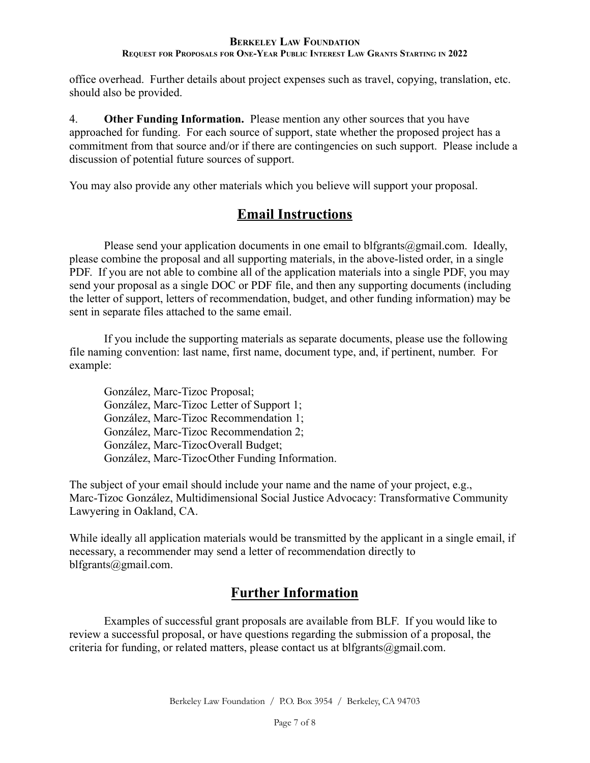office overhead. Further details about project expenses such as travel, copying, translation, etc. should also be provided.

4. **Other Funding Information.** Please mention any other sources that you have approached for funding. For each source of support, state whether the proposed project has a commitment from that source and/or if there are contingencies on such support. Please include a discussion of potential future sources of support.

You may also provide any other materials which you believe will support your proposal.

## Email Instructions

Please send your application documents in one email to blfgrants@gmail.com. Ideally, please combine the proposal and all supporting materials, in the above-listed order, in a single PDF. If you are not able to combine all of the application materials into a single PDF, you may send your proposal as a single DOC or PDF file, and then any supporting documents (including the letter of support, letters of recommendation, budget, and other funding information) may be sent in separate files attached to the same email.

If you include the supporting materials as separate documents, please use the following file naming convention: last name, first name, document type, and, if pertinent, number. For example:

González, Marc-Tizoc Proposal;
González, Marc-Tizoc Letter of Support 1;
González, Marc-Tizoc Recommendation 1;
González, Marc-Tizoc Recommendation 2;
González, Marc-TizocOverall Budget;
González, Marc-TizocOther Funding Information.

The subject of your email should include your name and the name of your project, e.g., Marc-Tizoc González, Multidimensional Social Justice Advocacy: Transformative Community Lawyering in Oakland, CA.

While ideally all application materials would be transmitted by the applicant in a single email, if necessary, a recommender may send a letter of recommendation directly to blfgrants@gmail.com.

## Further Information

Examples of successful grant proposals are available from BLF. If you would like to review a successful proposal, or have questions regarding the submission of a proposal, the criteria for funding, or related matters, please contact us at blfgrants@gmail.com.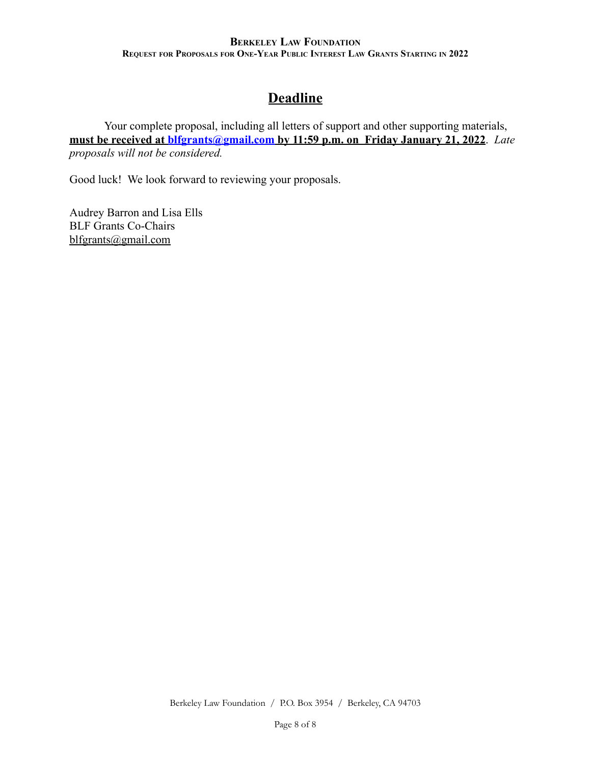## Deadline

Your complete proposal, including all letters of support and other supporting materials, **must be received at blfgrants@gmail.com by 11:59 p.m. on Friday January 21, 2022**. *Late proposals will not be considered.*

Good luck! We look forward to reviewing your proposals.

Audrey Barron and Lisa Ells
BLF Grants Co-Chairs
blfgrants@gmail.com